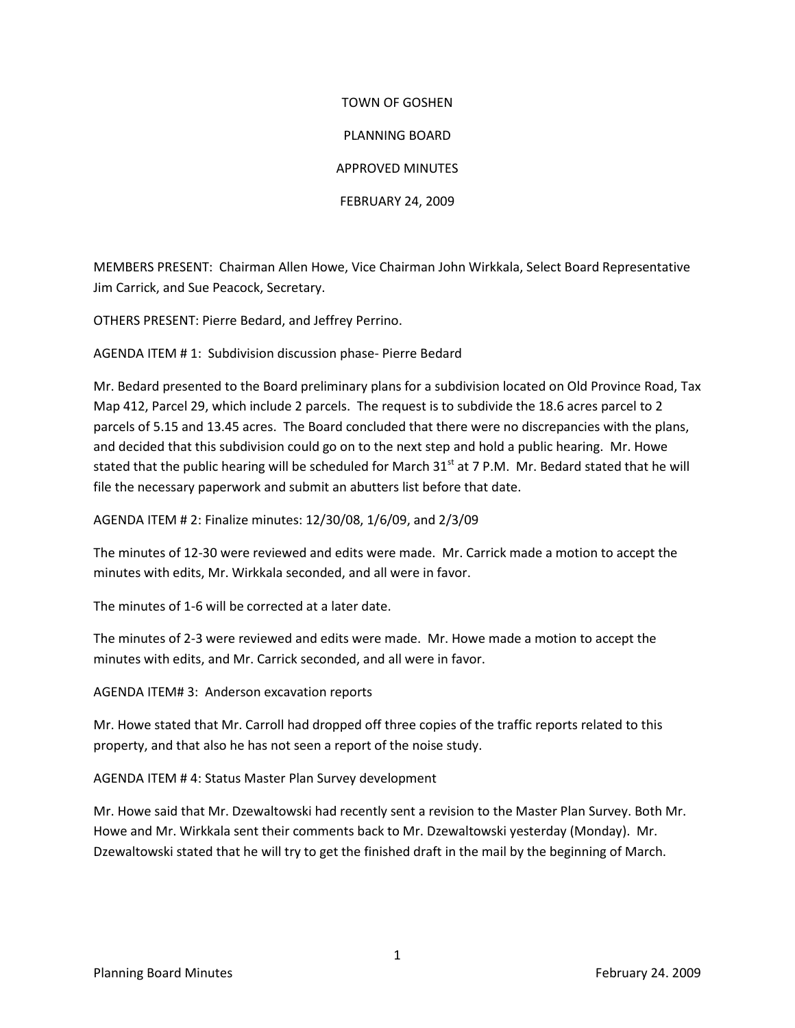# TOWN OF GOSHEN

## PLANNING BOARD

## APPROVED MINUTES

## FEBRUARY 24, 2009

MEMBERS PRESENT: Chairman Allen Howe, Vice Chairman John Wirkkala, Select Board Representative Jim Carrick, and Sue Peacock, Secretary.

OTHERS PRESENT: Pierre Bedard, and Jeffrey Perrino.

AGENDA ITEM # 1: Subdivision discussion phase- Pierre Bedard

Mr. Bedard presented to the Board preliminary plans for a subdivision located on Old Province Road, Tax Map 412, Parcel 29, which include 2 parcels. The request is to subdivide the 18.6 acres parcel to 2 parcels of 5.15 and 13.45 acres. The Board concluded that there were no discrepancies with the plans, and decided that this subdivision could go on to the next step and hold a public hearing. Mr. Howe stated that the public hearing will be scheduled for March 31st at 7 P.M. Mr. Bedard stated that he will file the necessary paperwork and submit an abutters list before that date.

AGENDA ITEM # 2: Finalize minutes: 12/30/08, 1/6/09, and 2/3/09

The minutes of 12-30 were reviewed and edits were made. Mr. Carrick made a motion to accept the minutes with edits, Mr. Wirkkala seconded, and all were in favor.

The minutes of 1-6 will be corrected at a later date.

The minutes of 2-3 were reviewed and edits were made. Mr. Howe made a motion to accept the minutes with edits, and Mr. Carrick seconded, and all were in favor.

AGENDA ITEM# 3: Anderson excavation reports

Mr. Howe stated that Mr. Carroll had dropped off three copies of the traffic reports related to this property, and that also he has not seen a report of the noise study.

AGENDA ITEM # 4: Status Master Plan Survey development

Mr. Howe said that Mr. Dzewaltowski had recently sent a revision to the Master Plan Survey. Both Mr. Howe and Mr. Wirkkala sent their comments back to Mr. Dzewaltowski yesterday (Monday). Mr. Dzewaltowski stated that he will try to get the finished draft in the mail by the beginning of March.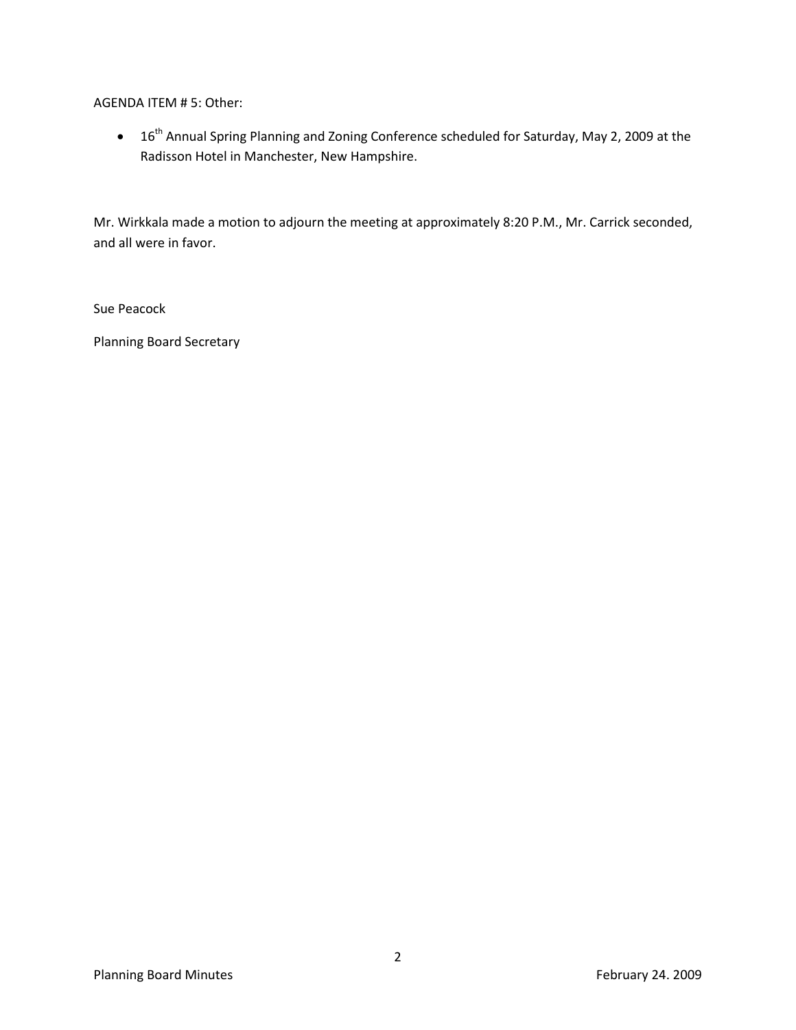AGENDA ITEM # 5: Other:

- 16th Annual Spring Planning and Zoning Conference scheduled for Saturday, May 2, 2009 at the Radisson Hotel in Manchester, New Hampshire.

Mr. Wirkkala made a motion to adjourn the meeting at approximately 8:20 P.M., Mr. Carrick seconded, and all were in favor.

Sue Peacock

Planning Board Secretary